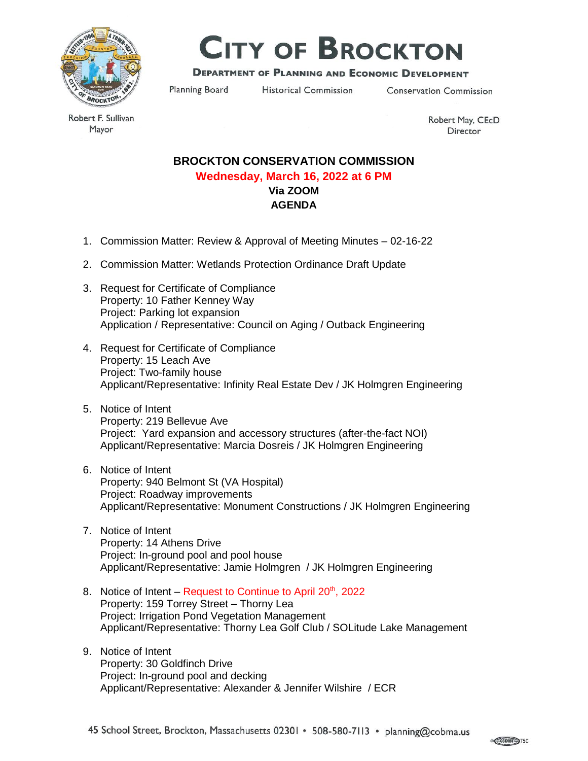# City of Brockton

**Department of Planning and Economic Development**

Planning Board | Historical Commission | Conservation Commission

Robert F. Sullivan
Mayor

Robert May, CEcD
Director

## BROCKTON CONSERVATION COMMISSION

**Wednesday, March 16, 2022 at 6 PM**

**Via ZOOM**

**AGENDA**

1. Commission Matter: Review & Approval of Meeting Minutes – 02-16-22
2. Commission Matter: Wetlands Protection Ordinance Draft Update
3. Request for Certificate of Compliance
   Property: 10 Father Kenney Way
   Project: Parking lot expansion
   Application / Representative: Council on Aging / Outback Engineering
4. Request for Certificate of Compliance
   Property: 15 Leach Ave
   Project: Two-family house
   Applicant/Representative: Infinity Real Estate Dev / JK Holmgren Engineering
5. Notice of Intent
   Property: 219 Bellevue Ave
   Project: Yard expansion and accessory structures (after-the-fact NOI)
   Applicant/Representative: Marcia Dosreis / JK Holmgren Engineering
6. Notice of Intent
   Property: 940 Belmont St (VA Hospital)
   Project: Roadway improvements
   Applicant/Representative: Monument Constructions / JK Holmgren Engineering
7. Notice of Intent
   Property: 14 Athens Drive
   Project: In-ground pool and pool house
   Applicant/Representative: Jamie Holmgren / JK Holmgren Engineering
8. Notice of Intent – Request to Continue to April 20th, 2022
   Property: 159 Torrey Street – Thorny Lea
   Project: Irrigation Pond Vegetation Management
   Applicant/Representative: Thorny Lea Golf Club / SOLitude Lake Management
9. Notice of Intent
   Property: 30 Goldfinch Drive
   Project: In-ground pool and decking
   Applicant/Representative: Alexander & Jennifer Wilshire / ECR

45 School Street, Brockton, Massachusetts 02301 • 508-580-7113 • planning@cobma.us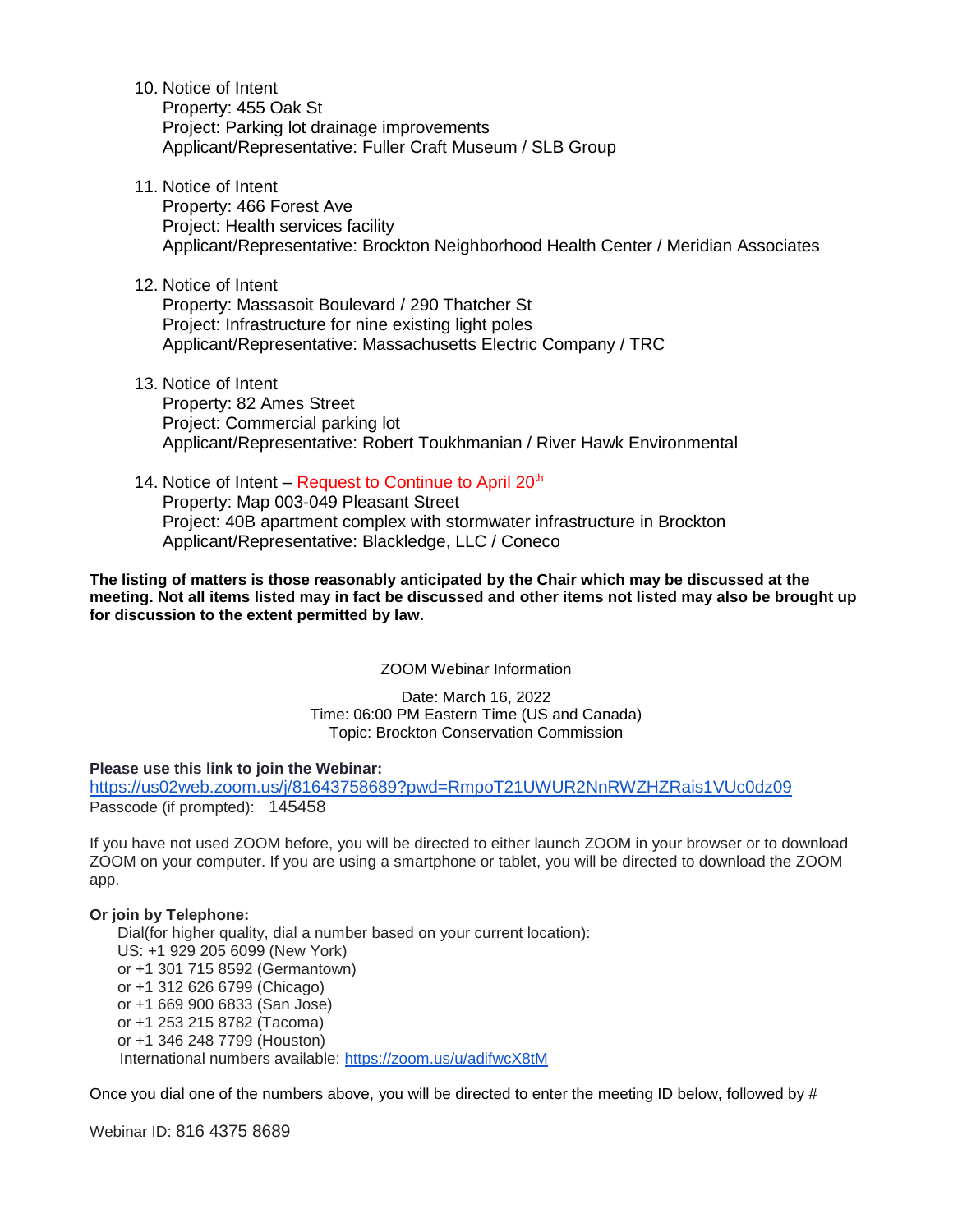10. Notice of Intent
    Property: 455 Oak St
    Project: Parking lot drainage improvements
    Applicant/Representative: Fuller Craft Museum / SLB Group

11. Notice of Intent
    Property: 466 Forest Ave
    Project: Health services facility
    Applicant/Representative: Brockton Neighborhood Health Center / Meridian Associates

12. Notice of Intent
    Property: Massasoit Boulevard / 290 Thatcher St
    Project: Infrastructure for nine existing light poles
    Applicant/Representative: Massachusetts Electric Company / TRC

13. Notice of Intent
    Property: 82 Ames Street
    Project: Commercial parking lot
    Applicant/Representative: Robert Toukhmanian / River Hawk Environmental

14. Notice of Intent – Request to Continue to April 20th
    Property: Map 003-049 Pleasant Street
    Project: 40B apartment complex with stormwater infrastructure in Brockton
    Applicant/Representative: Blackledge, LLC / Coneco

**The listing of matters is those reasonably anticipated by the Chair which may be discussed at the meeting. Not all items listed may in fact be discussed and other items not listed may also be brought up for discussion to the extent permitted by law.**

ZOOM Webinar Information

Date: March 16, 2022
Time: 06:00 PM Eastern Time (US and Canada)
Topic: Brockton Conservation Commission

**Please use this link to join the Webinar:**
https://us02web.zoom.us/j/81643758689?pwd=RmpoT21UWUR2NnRWZHZRais1VUc0dz09
Passcode (if prompted): 145458

If you have not used ZOOM before, you will be directed to either launch ZOOM in your browser or to download ZOOM on your computer. If you are using a smartphone or tablet, you will be directed to download the ZOOM app.

**Or join by Telephone:**

Dial(for higher quality, dial a number based on your current location):
US: +1 929 205 6099 (New York)
or +1 301 715 8592 (Germantown)
or +1 312 626 6799 (Chicago)
or +1 669 900 6833 (San Jose)
or +1 253 215 8782 (Tacoma)
or +1 346 248 7799 (Houston)
International numbers available: https://zoom.us/u/adifwcX8tM

Once you dial one of the numbers above, you will be directed to enter the meeting ID below, followed by #

Webinar ID: 816 4375 8689